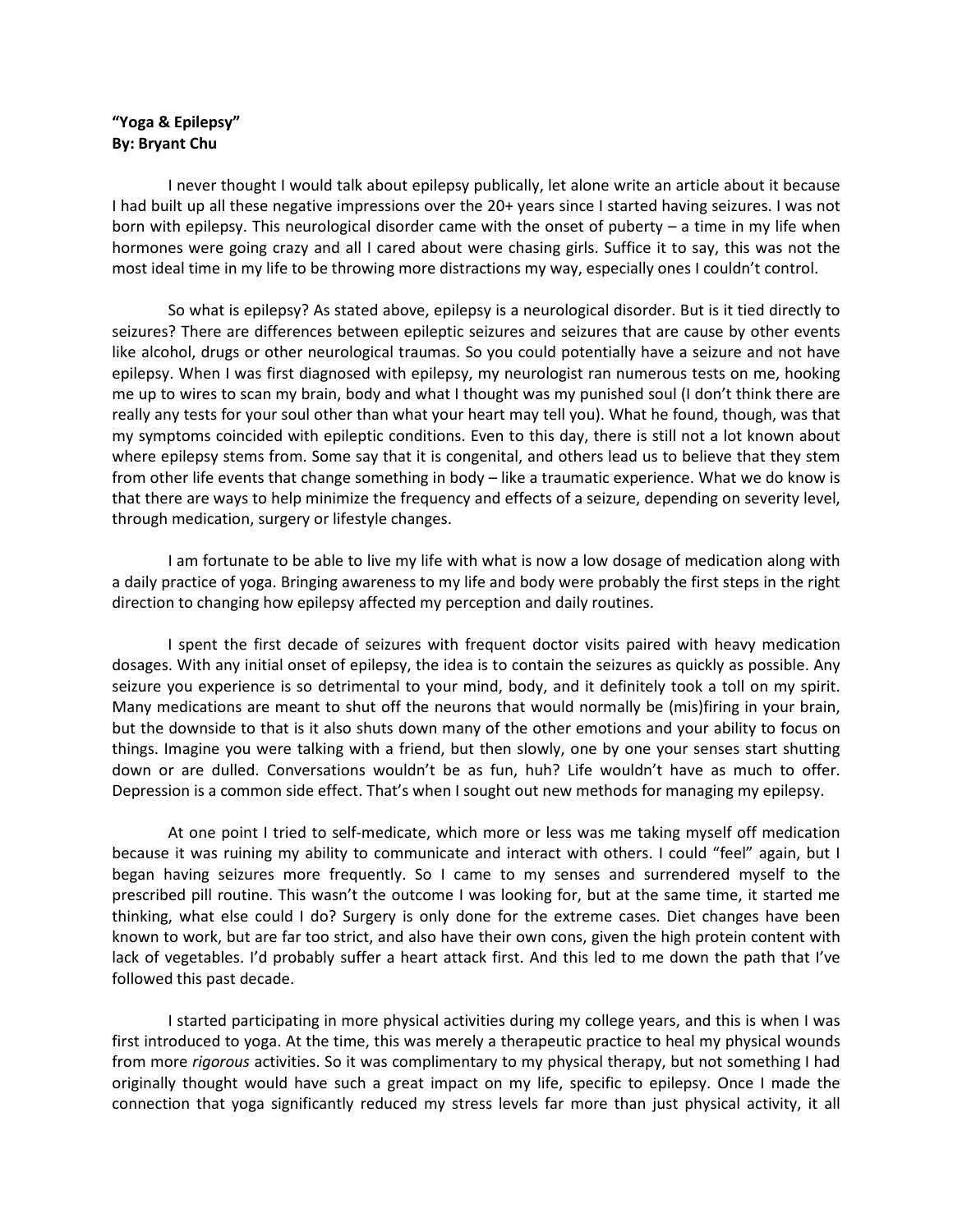**"Yoga & Epilepsy"**
**By: Bryant Chu**

I never thought I would talk about epilepsy publically, let alone write an article about it because I had built up all these negative impressions over the 20+ years since I started having seizures. I was not born with epilepsy. This neurological disorder came with the onset of puberty – a time in my life when hormones were going crazy and all I cared about were chasing girls. Suffice it to say, this was not the most ideal time in my life to be throwing more distractions my way, especially ones I couldn't control.

So what is epilepsy? As stated above, epilepsy is a neurological disorder. But is it tied directly to seizures? There are differences between epileptic seizures and seizures that are cause by other events like alcohol, drugs or other neurological traumas. So you could potentially have a seizure and not have epilepsy. When I was first diagnosed with epilepsy, my neurologist ran numerous tests on me, hooking me up to wires to scan my brain, body and what I thought was my punished soul (I don't think there are really any tests for your soul other than what your heart may tell you). What he found, though, was that my symptoms coincided with epileptic conditions. Even to this day, there is still not a lot known about where epilepsy stems from. Some say that it is congenital, and others lead us to believe that they stem from other life events that change something in body – like a traumatic experience. What we do know is that there are ways to help minimize the frequency and effects of a seizure, depending on severity level, through medication, surgery or lifestyle changes.

I am fortunate to be able to live my life with what is now a low dosage of medication along with a daily practice of yoga. Bringing awareness to my life and body were probably the first steps in the right direction to changing how epilepsy affected my perception and daily routines.

I spent the first decade of seizures with frequent doctor visits paired with heavy medication dosages. With any initial onset of epilepsy, the idea is to contain the seizures as quickly as possible. Any seizure you experience is so detrimental to your mind, body, and it definitely took a toll on my spirit. Many medications are meant to shut off the neurons that would normally be (mis)firing in your brain, but the downside to that is it also shuts down many of the other emotions and your ability to focus on things. Imagine you were talking with a friend, but then slowly, one by one your senses start shutting down or are dulled. Conversations wouldn't be as fun, huh? Life wouldn't have as much to offer. Depression is a common side effect. That's when I sought out new methods for managing my epilepsy.

At one point I tried to self-medicate, which more or less was me taking myself off medication because it was ruining my ability to communicate and interact with others. I could "feel" again, but I began having seizures more frequently. So I came to my senses and surrendered myself to the prescribed pill routine. This wasn't the outcome I was looking for, but at the same time, it started me thinking, what else could I do? Surgery is only done for the extreme cases. Diet changes have been known to work, but are far too strict, and also have their own cons, given the high protein content with lack of vegetables. I'd probably suffer a heart attack first. And this led to me down the path that I've followed this past decade.

I started participating in more physical activities during my college years, and this is when I was first introduced to yoga. At the time, this was merely a therapeutic practice to heal my physical wounds from more *rigorous* activities. So it was complimentary to my physical therapy, but not something I had originally thought would have such a great impact on my life, specific to epilepsy. Once I made the connection that yoga significantly reduced my stress levels far more than just physical activity, it all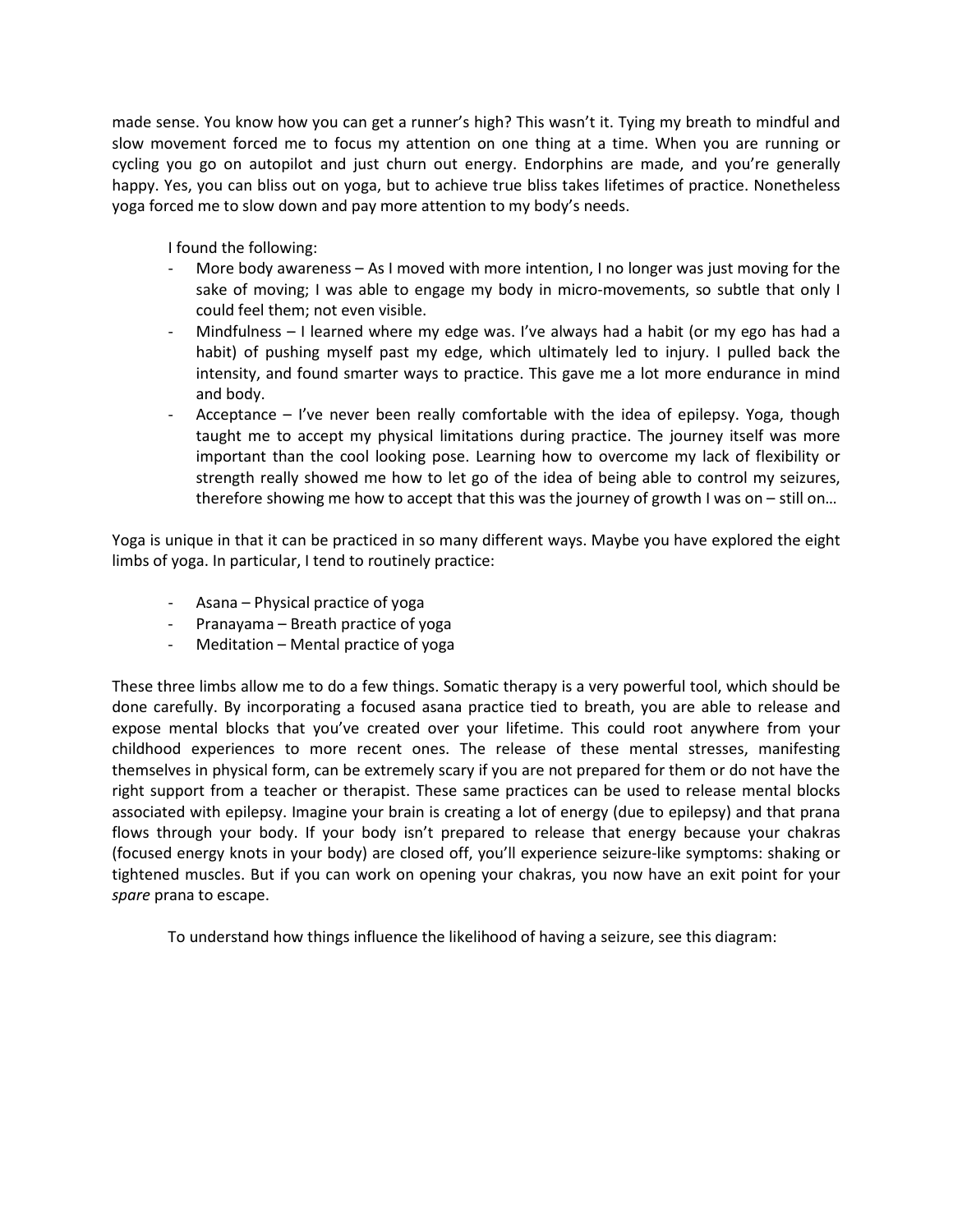made sense. You know how you can get a runner's high? This wasn't it. Tying my breath to mindful and slow movement forced me to focus my attention on one thing at a time. When you are running or cycling you go on autopilot and just churn out energy. Endorphins are made, and you're generally happy. Yes, you can bliss out on yoga, but to achieve true bliss takes lifetimes of practice. Nonetheless yoga forced me to slow down and pay more attention to my body's needs.

I found the following:

- More body awareness – As I moved with more intention, I no longer was just moving for the sake of moving; I was able to engage my body in micro-movements, so subtle that only I could feel them; not even visible.
- Mindfulness – I learned where my edge was. I've always had a habit (or my ego has had a habit) of pushing myself past my edge, which ultimately led to injury. I pulled back the intensity, and found smarter ways to practice. This gave me a lot more endurance in mind and body.
- Acceptance – I've never been really comfortable with the idea of epilepsy. Yoga, though taught me to accept my physical limitations during practice. The journey itself was more important than the cool looking pose. Learning how to overcome my lack of flexibility or strength really showed me how to let go of the idea of being able to control my seizures, therefore showing me how to accept that this was the journey of growth I was on – still on…

Yoga is unique in that it can be practiced in so many different ways. Maybe you have explored the eight limbs of yoga. In particular, I tend to routinely practice:

- Asana – Physical practice of yoga
- Pranayama – Breath practice of yoga
- Meditation – Mental practice of yoga

These three limbs allow me to do a few things. Somatic therapy is a very powerful tool, which should be done carefully. By incorporating a focused asana practice tied to breath, you are able to release and expose mental blocks that you've created over your lifetime. This could root anywhere from your childhood experiences to more recent ones. The release of these mental stresses, manifesting themselves in physical form, can be extremely scary if you are not prepared for them or do not have the right support from a teacher or therapist. These same practices can be used to release mental blocks associated with epilepsy. Imagine your brain is creating a lot of energy (due to epilepsy) and that prana flows through your body. If your body isn't prepared to release that energy because your chakras (focused energy knots in your body) are closed off, you'll experience seizure-like symptoms: shaking or tightened muscles. But if you can work on opening your chakras, you now have an exit point for your *spare* prana to escape.

To understand how things influence the likelihood of having a seizure, see this diagram: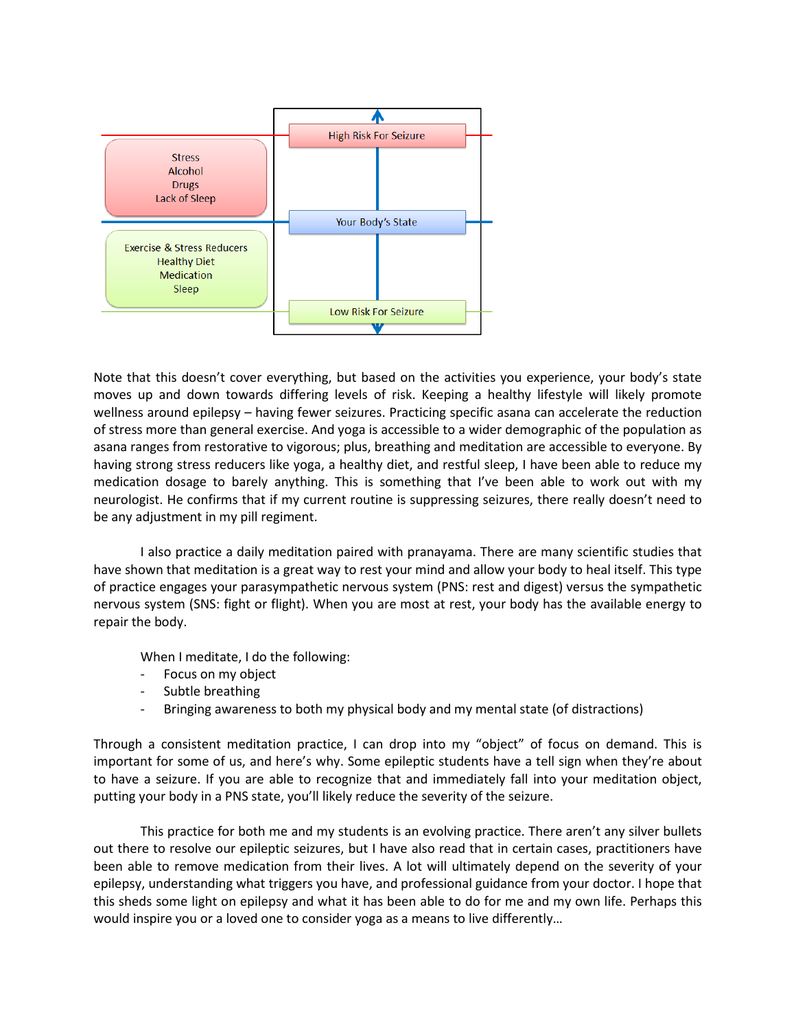| | |
|---|---|
| | High Risk For Seizure |
| Stress<br>Alcohol<br>Drugs<br>Lack of Sleep | |
| | Your Body's State |
| Exercise & Stress Reducers<br>Healthy Diet<br>Medication<br>Sleep | |
| | Low Risk For Seizure |

Note that this doesn't cover everything, but based on the activities you experience, your body's state moves up and down towards differing levels of risk. Keeping a healthy lifestyle will likely promote wellness around epilepsy – having fewer seizures. Practicing specific asana can accelerate the reduction of stress more than general exercise. And yoga is accessible to a wider demographic of the population as asana ranges from restorative to vigorous; plus, breathing and meditation are accessible to everyone. By having strong stress reducers like yoga, a healthy diet, and restful sleep, I have been able to reduce my medication dosage to barely anything. This is something that I've been able to work out with my neurologist. He confirms that if my current routine is suppressing seizures, there really doesn't need to be any adjustment in my pill regiment.

I also practice a daily meditation paired with pranayama. There are many scientific studies that have shown that meditation is a great way to rest your mind and allow your body to heal itself. This type of practice engages your parasympathetic nervous system (PNS: rest and digest) versus the sympathetic nervous system (SNS: fight or flight). When you are most at rest, your body has the available energy to repair the body.

When I meditate, I do the following:

- Focus on my object
- Subtle breathing
- Bringing awareness to both my physical body and my mental state (of distractions)

Through a consistent meditation practice, I can drop into my "object" of focus on demand. This is important for some of us, and here's why. Some epileptic students have a tell sign when they're about to have a seizure. If you are able to recognize that and immediately fall into your meditation object, putting your body in a PNS state, you'll likely reduce the severity of the seizure.

This practice for both me and my students is an evolving practice. There aren't any silver bullets out there to resolve our epileptic seizures, but I have also read that in certain cases, practitioners have been able to remove medication from their lives. A lot will ultimately depend on the severity of your epilepsy, understanding what triggers you have, and professional guidance from your doctor. I hope that this sheds some light on epilepsy and what it has been able to do for me and my own life. Perhaps this would inspire you or a loved one to consider yoga as a means to live differently…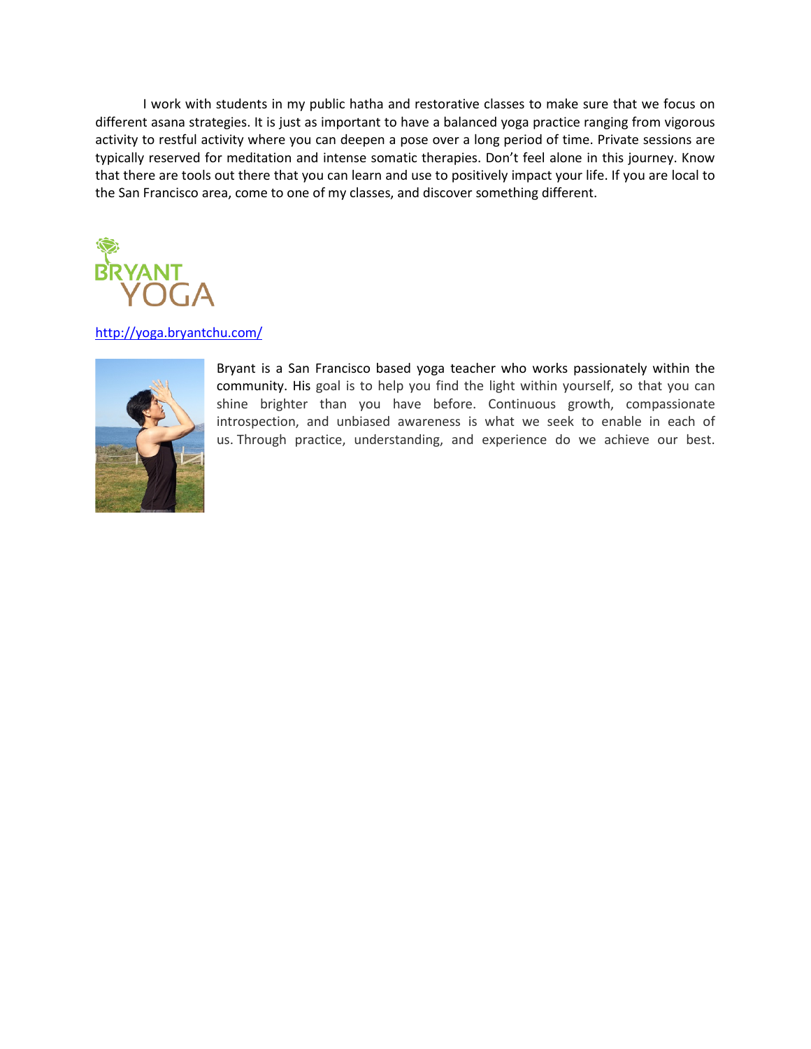I work with students in my public hatha and restorative classes to make sure that we focus on different asana strategies. It is just as important to have a balanced yoga practice ranging from vigorous activity to restful activity where you can deepen a pose over a long period of time. Private sessions are typically reserved for meditation and intense somatic therapies. Don't feel alone in this journey. Know that there are tools out there that you can learn and use to positively impact your life. If you are local to the San Francisco area, come to one of my classes, and discover something different.

BRYANT YOGA

http://yoga.bryantchu.com/

Bryant is a San Francisco based yoga teacher who works passionately within the community. His goal is to help you find the light within yourself, so that you can shine brighter than you have before. Continuous growth, compassionate introspection, and unbiased awareness is what we seek to enable in each of us. Through practice, understanding, and experience do we achieve our best.